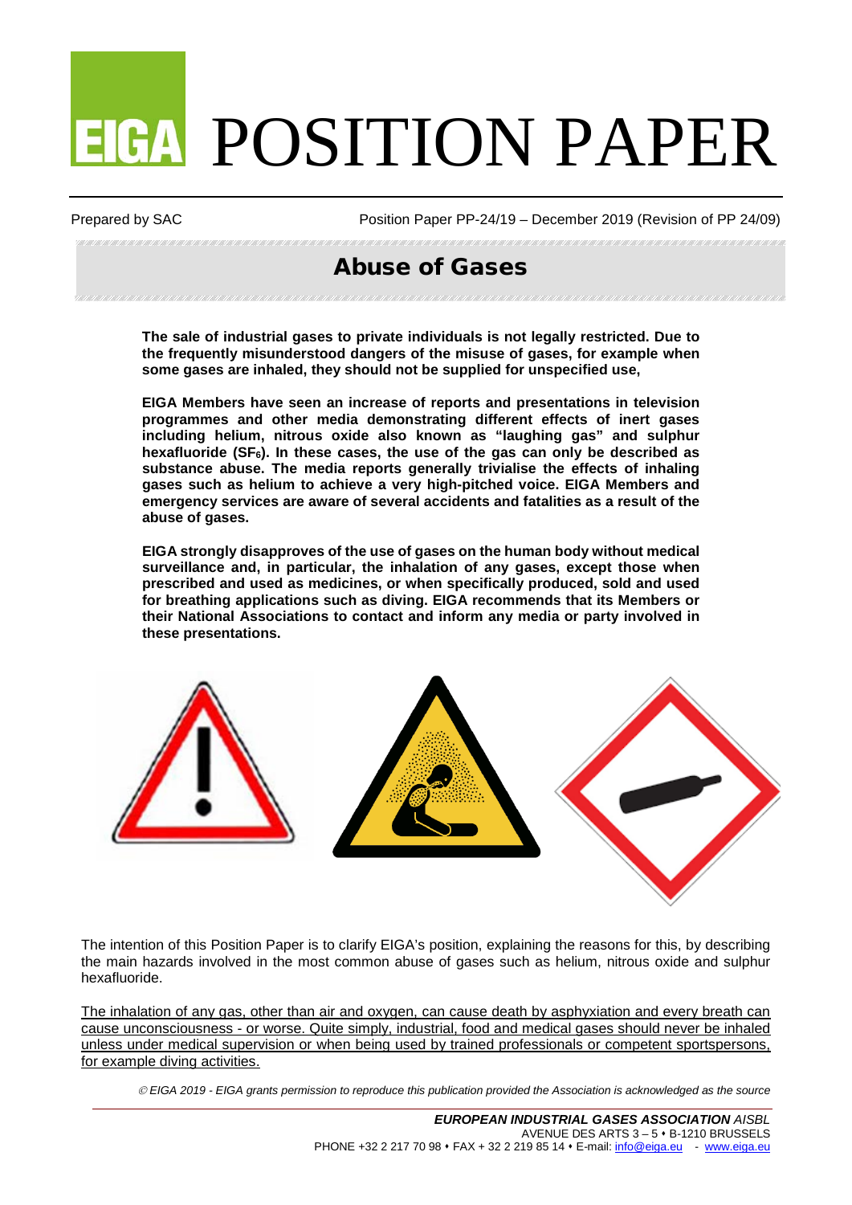# EIGA POSITION PAPER

Prepared by SAC

Position Paper PP-24/19 – December 2019 (Revision of PP 24/09)

## Abuse of Gases

**The sale of industrial gases to private individuals is not legally restricted. Due to the frequently misunderstood dangers of the misuse of gases, for example when some gases are inhaled, they should not be supplied for unspecified use,**

**EIGA Members have seen an increase of reports and presentations in television programmes and other media demonstrating different effects of inert gases including helium, nitrous oxide also known as “laughing gas” and sulphur hexafluoride ($SF_6$). In these cases, the use of the gas can only be described as substance abuse. The media reports generally trivialise the effects of inhaling gases such as helium to achieve a very high-pitched voice. EIGA Members and emergency services are aware of several accidents and fatalities as a result of the abuse of gases.**

**EIGA strongly disapproves of the use of gases on the human body without medical surveillance and, in particular, the inhalation of any gases, except those when prescribed and used as medicines, or when specifically produced, sold and used for breathing applications such as diving. EIGA recommends that its Members or their National Associations to contact and inform any media or party involved in these presentations.**

The intention of this Position Paper is to clarify EIGA’s position, explaining the reasons for this, by describing the main hazards involved in the most common abuse of gases such as helium, nitrous oxide and sulphur hexafluoride.

<u>The inhalation of any gas, other than air and oxygen, can cause death by asphyxiation and every breath can cause unconsciousness - or worse. Quite simply, industrial, food and medical gases should never be inhaled unless under medical supervision or when being used by trained professionals or competent sportspersons, for example diving activities.</u>

*© EIGA 2019 - EIGA grants permission to reproduce this publication provided the Association is acknowledged as the source*

***EUROPEAN INDUSTRIAL GASES ASSOCIATION** AISBL*
AVENUE DES ARTS 3 – 5 • B-1210 BRUSSELS
PHONE +32 2 217 70 98 • FAX + 32 2 219 85 14 • E-mail: info@eiga.eu - www.eiga.eu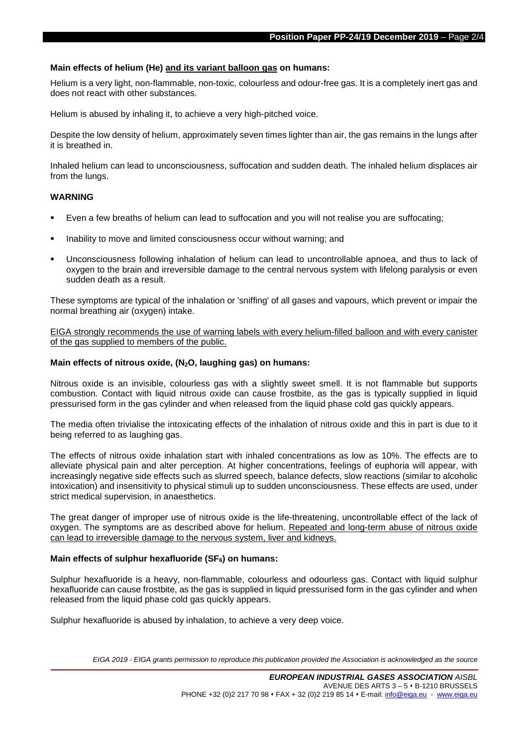**Main effects of helium (He) and its variant balloon gas on humans:**

Helium is a very light, non-flammable, non-toxic, colourless and odour-free gas. It is a completely inert gas and does not react with other substances.

Helium is abused by inhaling it, to achieve a very high-pitched voice.

Despite the low density of helium, approximately seven times lighter than air, the gas remains in the lungs after it is breathed in.

Inhaled helium can lead to unconsciousness, suffocation and sudden death. The inhaled helium displaces air from the lungs.

**WARNING**

- Even a few breaths of helium can lead to suffocation and you will not realise you are suffocating;
- Inability to move and limited consciousness occur without warning; and
- Unconsciousness following inhalation of helium can lead to uncontrollable apnoea, and thus to lack of oxygen to the brain and irreversible damage to the central nervous system with lifelong paralysis or even sudden death as a result.

These symptoms are typical of the inhalation or 'sniffing' of all gases and vapours, which prevent or impair the normal breathing air (oxygen) intake.

EIGA strongly recommends the use of warning labels with every helium-filled balloon and with every canister of the gas supplied to members of the public.

**Main effects of nitrous oxide, ($N_2O$, laughing gas) on humans:**

Nitrous oxide is an invisible, colourless gas with a slightly sweet smell. It is not flammable but supports combustion. Contact with liquid nitrous oxide can cause frostbite, as the gas is typically supplied in liquid pressurised form in the gas cylinder and when released from the liquid phase cold gas quickly appears.

The media often trivialise the intoxicating effects of the inhalation of nitrous oxide and this in part is due to it being referred to as laughing gas.

The effects of nitrous oxide inhalation start with inhaled concentrations as low as 10%. The effects are to alleviate physical pain and alter perception. At higher concentrations, feelings of euphoria will appear, with increasingly negative side effects such as slurred speech, balance defects, slow reactions (similar to alcoholic intoxication) and insensitivity to physical stimuli up to sudden unconsciousness. These effects are used, under strict medical supervision, in anaesthetics.

The great danger of improper use of nitrous oxide is the life-threatening, uncontrollable effect of the lack of oxygen. The symptoms are as described above for helium. Repeated and long-term abuse of nitrous oxide can lead to irreversible damage to the nervous system, liver and kidneys.

**Main effects of sulphur hexafluoride ($SF_6$) on humans:**

Sulphur hexafluoride is a heavy, non-flammable, colourless and odourless gas. Contact with liquid sulphur hexafluoride can cause frostbite, as the gas is supplied in liquid pressurised form in the gas cylinder and when released from the liquid phase cold gas quickly appears.

Sulphur hexafluoride is abused by inhalation, to achieve a very deep voice.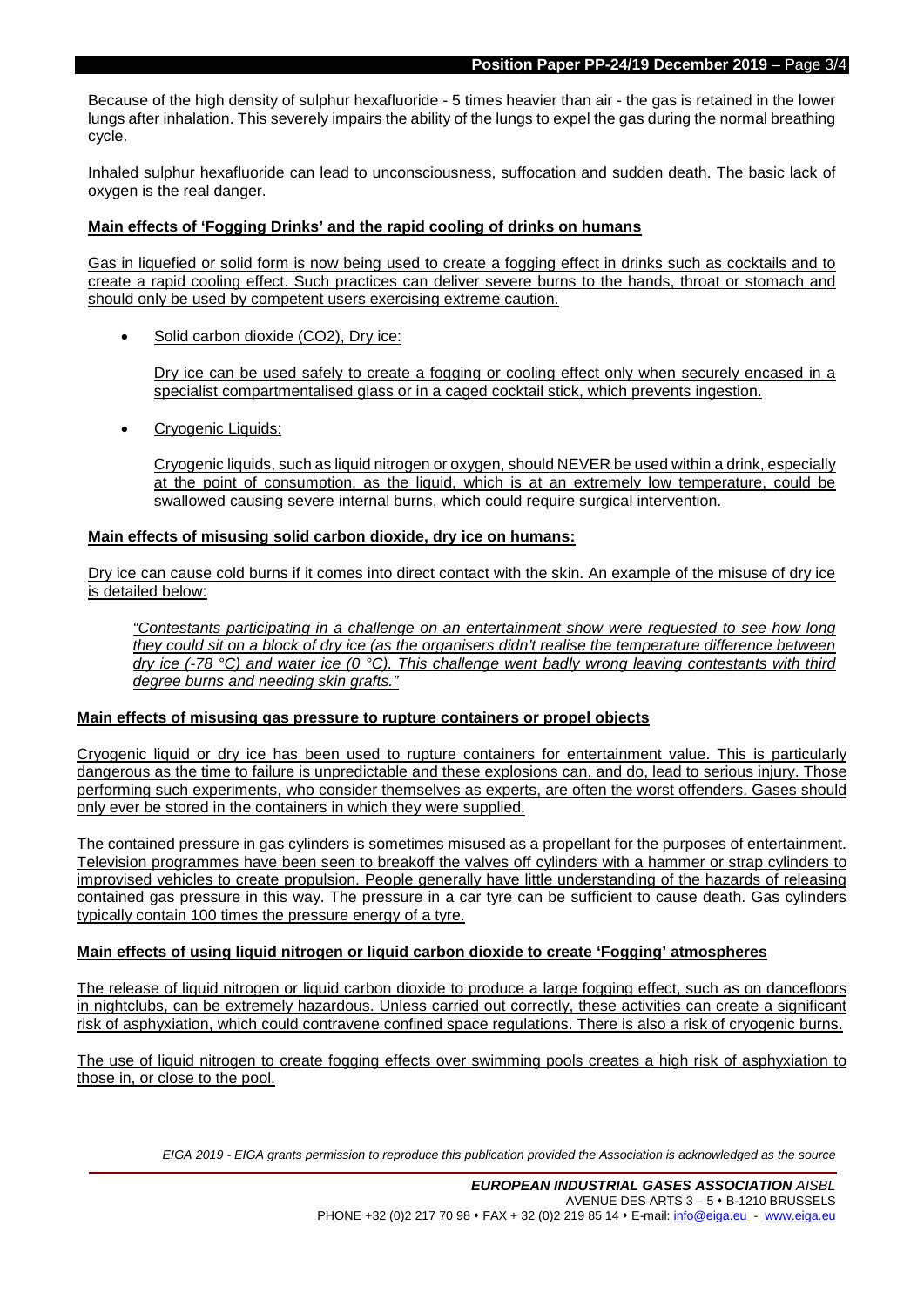Because of the high density of sulphur hexafluoride - 5 times heavier than air - the gas is retained in the lower lungs after inhalation. This severely impairs the ability of the lungs to expel the gas during the normal breathing cycle.

Inhaled sulphur hexafluoride can lead to unconsciousness, suffocation and sudden death. The basic lack of oxygen is the real danger.

**Main effects of 'Fogging Drinks' and the rapid cooling of drinks on humans**

Gas in liquefied or solid form is now being used to create a fogging effect in drinks such as cocktails and to create a rapid cooling effect. Such practices can deliver severe burns to the hands, throat or stomach and should only be used by competent users exercising extreme caution.

- Solid carbon dioxide ($CO_2$), Dry ice:

  Dry ice can be used safely to create a fogging or cooling effect only when securely encased in a specialist compartmentalised glass or in a caged cocktail stick, which prevents ingestion.

- Cryogenic Liquids:

  Cryogenic liquids, such as liquid nitrogen or oxygen, should NEVER be used within a drink, especially at the point of consumption, as the liquid, which is at an extremely low temperature, could be swallowed causing severe internal burns, which could require surgical intervention.

**Main effects of misusing solid carbon dioxide, dry ice on humans:**

Dry ice can cause cold burns if it comes into direct contact with the skin. An example of the misuse of dry ice is detailed below:

> *"Contestants participating in a challenge on an entertainment show were requested to see how long they could sit on a block of dry ice (as the organisers didn't realise the temperature difference between dry ice (-78 °C) and water ice (0 °C). This challenge went badly wrong leaving contestants with third degree burns and needing skin grafts."*

**Main effects of misusing gas pressure to rupture containers or propel objects**

Cryogenic liquid or dry ice has been used to rupture containers for entertainment value. This is particularly dangerous as the time to failure is unpredictable and these explosions can, and do, lead to serious injury. Those performing such experiments, who consider themselves as experts, are often the worst offenders. Gases should only ever be stored in the containers in which they were supplied.

The contained pressure in gas cylinders is sometimes misused as a propellant for the purposes of entertainment. Television programmes have been seen to breakoff the valves off cylinders with a hammer or strap cylinders to improvised vehicles to create propulsion. People generally have little understanding of the hazards of releasing contained gas pressure in this way. The pressure in a car tyre can be sufficient to cause death. Gas cylinders typically contain 100 times the pressure energy of a tyre.

**Main effects of using liquid nitrogen or liquid carbon dioxide to create 'Fogging' atmospheres**

The release of liquid nitrogen or liquid carbon dioxide to produce a large fogging effect, such as on dancefloors in nightclubs, can be extremely hazardous. Unless carried out correctly, these activities can create a significant risk of asphyxiation, which could contravene confined space regulations. There is also a risk of cryogenic burns.

The use of liquid nitrogen to create fogging effects over swimming pools creates a high risk of asphyxiation to those in, or close to the pool.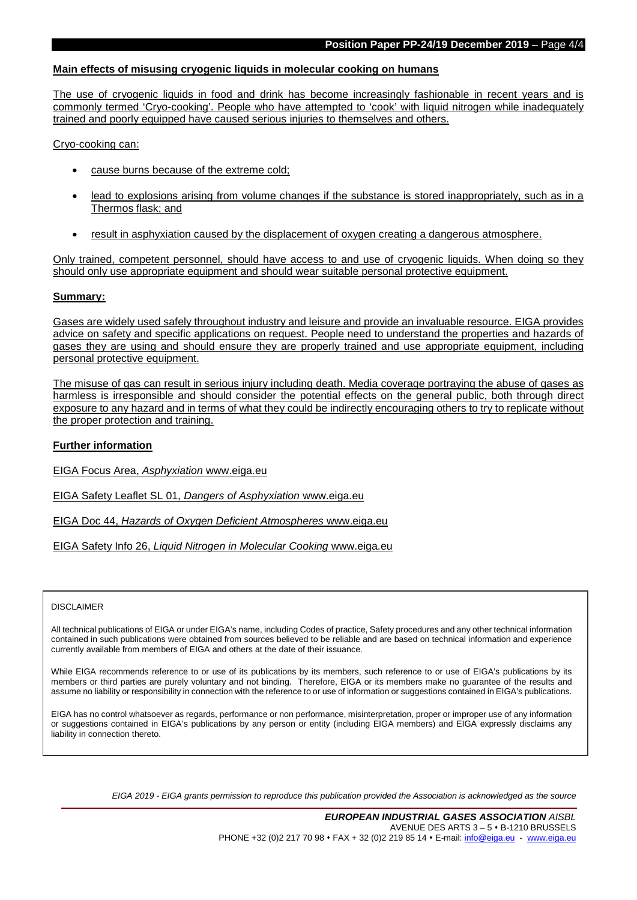**Main effects of misusing cryogenic liquids in molecular cooking on humans**

The use of cryogenic liquids in food and drink has become increasingly fashionable in recent years and is commonly termed 'Cryo-cooking'. People who have attempted to 'cook' with liquid nitrogen while inadequately trained and poorly equipped have caused serious injuries to themselves and others.

Cryo-cooking can:

- cause burns because of the extreme cold;
- lead to explosions arising from volume changes if the substance is stored inappropriately, such as in a Thermos flask; and
- result in asphyxiation caused by the displacement of oxygen creating a dangerous atmosphere.

Only trained, competent personnel, should have access to and use of cryogenic liquids. When doing so they should only use appropriate equipment and should wear suitable personal protective equipment.

**Summary:**

Gases are widely used safely throughout industry and leisure and provide an invaluable resource. EIGA provides advice on safety and specific applications on request. People need to understand the properties and hazards of gases they are using and should ensure they are properly trained and use appropriate equipment, including personal protective equipment.

The misuse of gas can result in serious injury including death. Media coverage portraying the abuse of gases as harmless is irresponsible and should consider the potential effects on the general public, both through direct exposure to any hazard and in terms of what they could be indirectly encouraging others to try to replicate without the proper protection and training.

**Further information**

EIGA Focus Area, *Asphyxiation* www.eiga.eu

EIGA Safety Leaflet SL 01, *Dangers of Asphyxiation* www.eiga.eu

EIGA Doc 44, *Hazards of Oxygen Deficient Atmospheres* www.eiga.eu

EIGA Safety Info 26, *Liquid Nitrogen in Molecular Cooking* www.eiga.eu

DISCLAIMER

All technical publications of EIGA or under EIGA's name, including Codes of practice, Safety procedures and any other technical information contained in such publications were obtained from sources believed to be reliable and are based on technical information and experience currently available from members of EIGA and others at the date of their issuance.

While EIGA recommends reference to or use of its publications by its members, such reference to or use of EIGA's publications by its members or third parties are purely voluntary and not binding. Therefore, EIGA or its members make no guarantee of the results and assume no liability or responsibility in connection with the reference to or use of information or suggestions contained in EIGA's publications.

EIGA has no control whatsoever as regards, performance or non performance, misinterpretation, proper or improper use of any information or suggestions contained in EIGA's publications by any person or entity (including EIGA members) and EIGA expressly disclaims any liability in connection thereto.

*EIGA 2019 - EIGA grants permission to reproduce this publication provided the Association is acknowledged as the source*

***EUROPEAN INDUSTRIAL GASES ASSOCIATION** AISBL*
AVENUE DES ARTS 3 – 5 • B-1210 BRUSSELS
PHONE +32 (0)2 217 70 98 • FAX + 32 (0)2 219 85 14 • E-mail: info@eiga.eu - www.eiga.eu